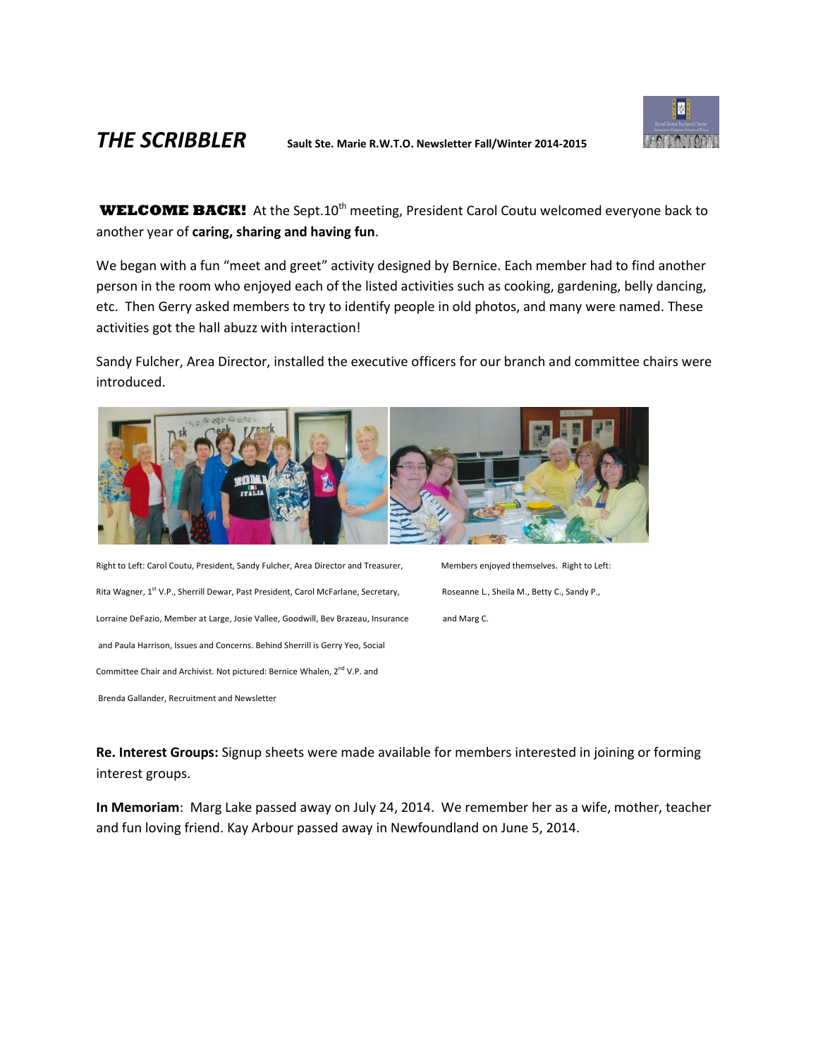# THE SCRIBBLER

**Sault Ste. Marie R.W.T.O. Newsletter Fall/Winter 2014-2015**

**WELCOME BACK!** At the Sept.10th meeting, President Carol Coutu welcomed everyone back to another year of **caring, sharing and having fun**.

We began with a fun "meet and greet" activity designed by Bernice. Each member had to find another person in the room who enjoyed each of the listed activities such as cooking, gardening, belly dancing, etc. Then Gerry asked members to try to identify people in old photos, and many were named. These activities got the hall abuzz with interaction!

Sandy Fulcher, Area Director, installed the executive officers for our branch and committee chairs were introduced.

Right to Left: Carol Coutu, President, Sandy Fulcher, Area Director and Treasurer, Rita Wagner, 1st V.P., Sherrill Dewar, Past President, Carol McFarlane, Secretary, Lorraine DeFazio, Member at Large, Josie Vallee, Goodwill, Bev Brazeau, Insurance and Paula Harrison, Issues and Concerns. Behind Sherrill is Gerry Yeo, Social Committee Chair and Archivist. Not pictured: Bernice Whalen, 2nd V.P. and Brenda Gallander, Recruitment and Newsletter

Members enjoyed themselves. Right to Left: Roseanne L., Sheila M., Betty C., Sandy P., and Marg C.

**Re. Interest Groups:** Signup sheets were made available for members interested in joining or forming interest groups.

**In Memoriam**: Marg Lake passed away on July 24, 2014. We remember her as a wife, mother, teacher and fun loving friend. Kay Arbour passed away in Newfoundland on June 5, 2014.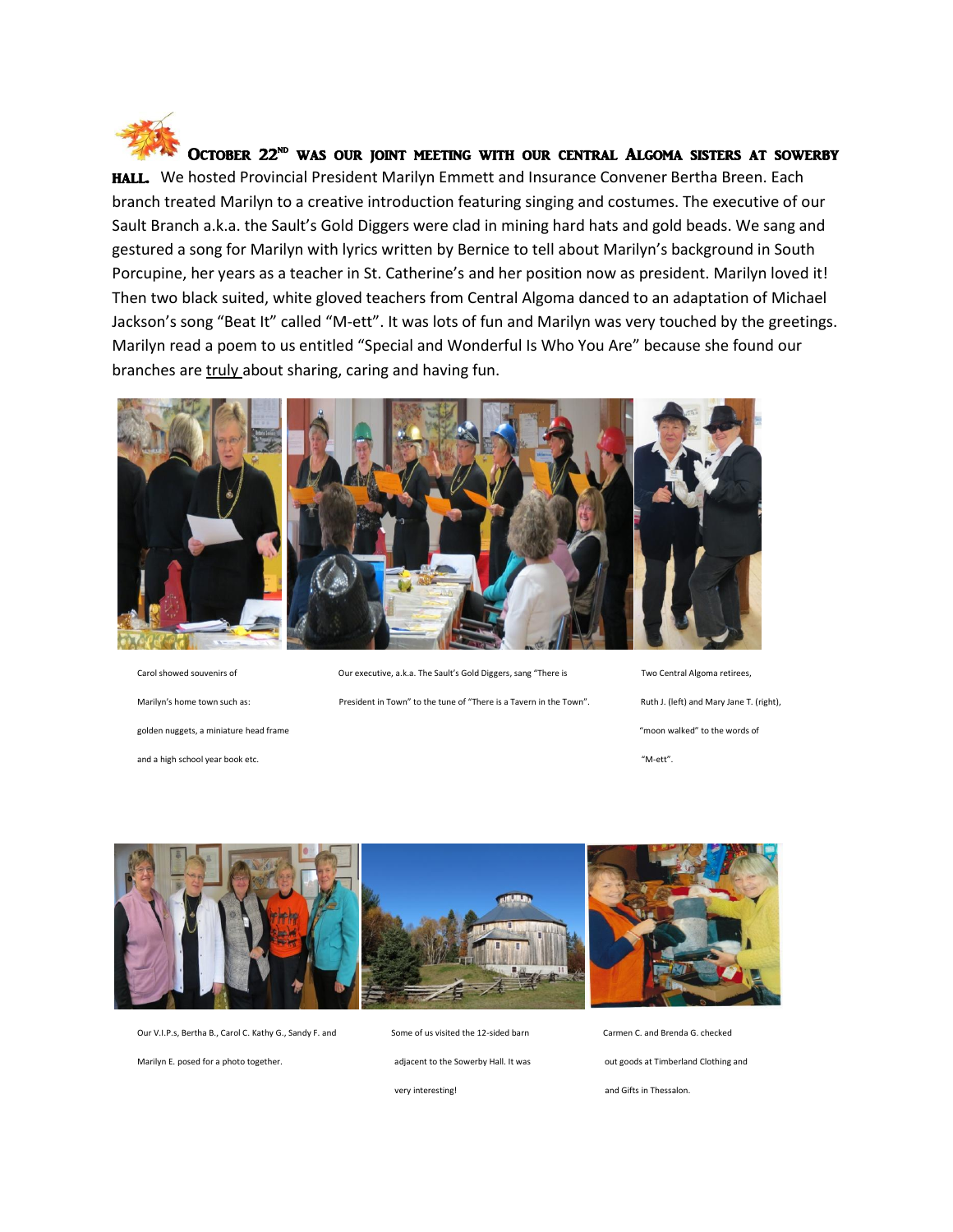**October 22nd was our joint meeting with our central Algoma sisters at sowerby hall.** We hosted Provincial President Marilyn Emmett and Insurance Convener Bertha Breen. Each branch treated Marilyn to a creative introduction featuring singing and costumes. The executive of our Sault Branch a.k.a. the Sault's Gold Diggers were clad in mining hard hats and gold beads. We sang and gestured a song for Marilyn with lyrics written by Bernice to tell about Marilyn's background in South Porcupine, her years as a teacher in St. Catherine's and her position now as president. Marilyn loved it! Then two black suited, white gloved teachers from Central Algoma danced to an adaptation of Michael Jackson's song "Beat It" called "M-ett". It was lots of fun and Marilyn was very touched by the greetings. Marilyn read a poem to us entitled "Special and Wonderful Is Who You Are" because she found our branches are truly about sharing, caring and having fun.

Carol showed souvenirs of Marilyn's home town such as: golden nuggets, a miniature head frame and a high school year book etc.

Our executive, a.k.a. The Sault's Gold Diggers, sang "There is President in Town" to the tune of "There is a Tavern in the Town".

Two Central Algoma retirees, Ruth J. (left) and Mary Jane T. (right), "moon walked" to the words of "M-ett".

Our V.I.P.s, Bertha B., Carol C. Kathy G., Sandy F. and Marilyn E. posed for a photo together.

Some of us visited the 12-sided barn adjacent to the Sowerby Hall. It was very interesting!

Carmen C. and Brenda G. checked out goods at Timberland Clothing and and Gifts in Thessalon.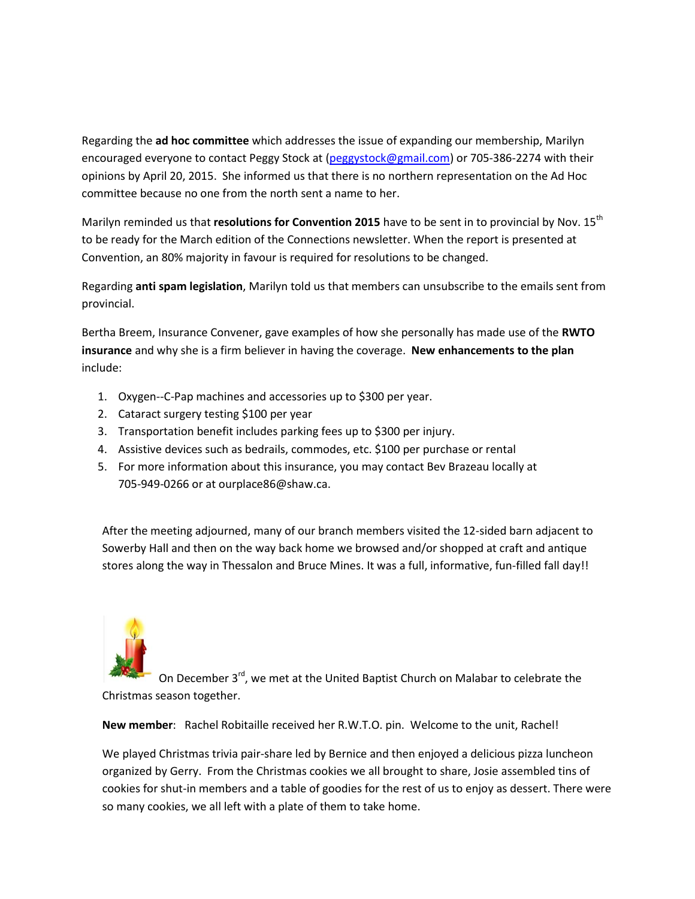Regarding the **ad hoc committee** which addresses the issue of expanding our membership, Marilyn encouraged everyone to contact Peggy Stock at (peggystock@gmail.com) or 705-386-2274 with their opinions by April 20, 2015. She informed us that there is no northern representation on the Ad Hoc committee because no one from the north sent a name to her.

Marilyn reminded us that **resolutions for Convention 2015** have to be sent in to provincial by Nov. 15th to be ready for the March edition of the Connections newsletter. When the report is presented at Convention, an 80% majority in favour is required for resolutions to be changed.

Regarding **anti spam legislation**, Marilyn told us that members can unsubscribe to the emails sent from provincial.

Bertha Breem, Insurance Convener, gave examples of how she personally has made use of the **RWTO insurance** and why she is a firm believer in having the coverage. **New enhancements to the plan** include:

1. Oxygen--C-Pap machines and accessories up to $300 per year.
2. Cataract surgery testing $100 per year
3. Transportation benefit includes parking fees up to $300 per injury.
4. Assistive devices such as bedrails, commodes, etc. $100 per purchase or rental
5. For more information about this insurance, you may contact Bev Brazeau locally at 705-949-0266 or at ourplace86@shaw.ca.

After the meeting adjourned, many of our branch members visited the 12-sided barn adjacent to Sowerby Hall and then on the way back home we browsed and/or shopped at craft and antique stores along the way in Thessalon and Bruce Mines. It was a full, informative, fun-filled fall day!!

On December 3rd, we met at the United Baptist Church on Malabar to celebrate the Christmas season together.

**New member**: Rachel Robitaille received her R.W.T.O. pin. Welcome to the unit, Rachel!

We played Christmas trivia pair-share led by Bernice and then enjoyed a delicious pizza luncheon organized by Gerry. From the Christmas cookies we all brought to share, Josie assembled tins of cookies for shut-in members and a table of goodies for the rest of us to enjoy as dessert. There were so many cookies, we all left with a plate of them to take home.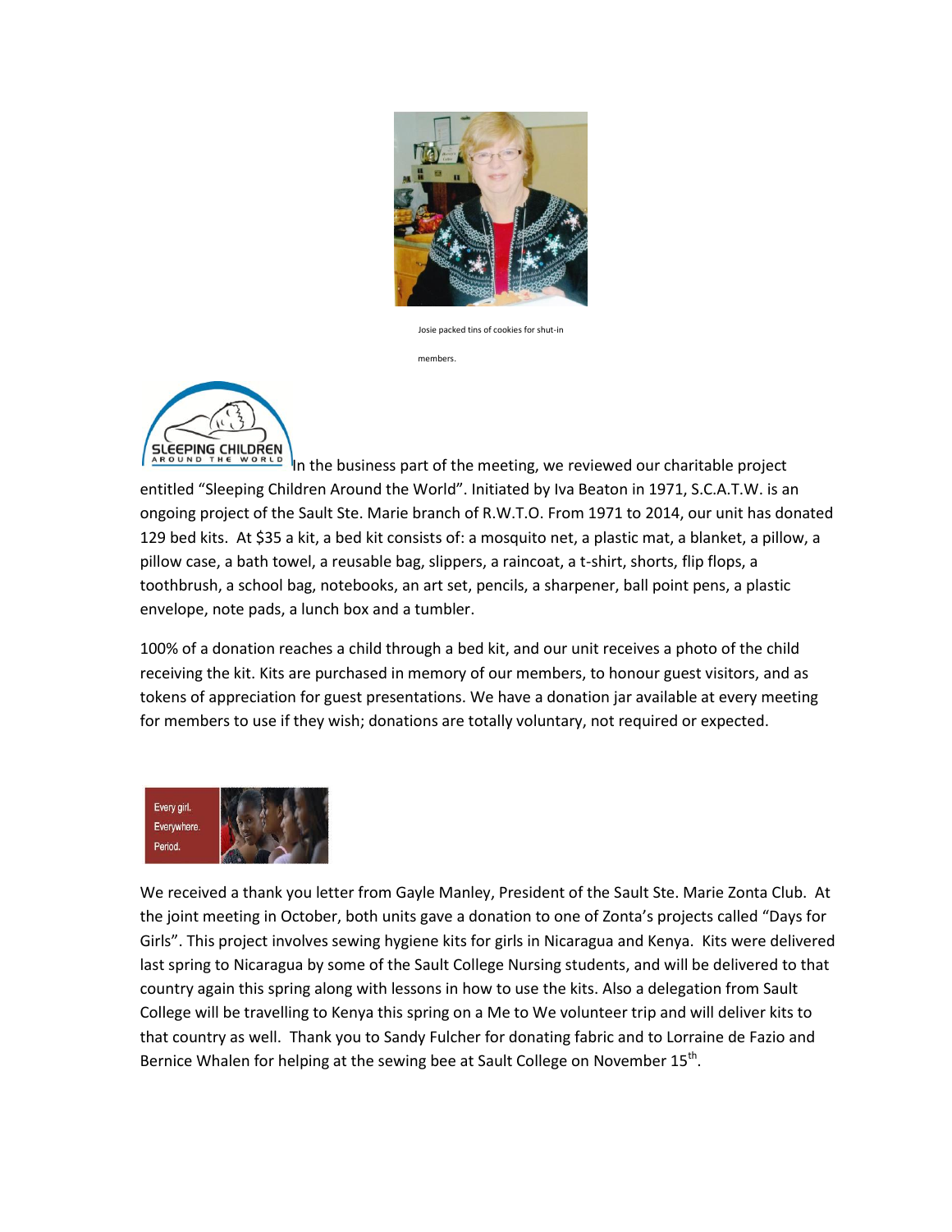Josie packed tins of cookies for shut-in members.

In the business part of the meeting, we reviewed our charitable project entitled “Sleeping Children Around the World”. Initiated by Iva Beaton in 1971, S.C.A.T.W. is an ongoing project of the Sault Ste. Marie branch of R.W.T.O. From 1971 to 2014, our unit has donated 129 bed kits. At $35 a kit, a bed kit consists of: a mosquito net, a plastic mat, a blanket, a pillow, a pillow case, a bath towel, a reusable bag, slippers, a raincoat, a t-shirt, shorts, flip flops, a toothbrush, a school bag, notebooks, an art set, pencils, a sharpener, ball point pens, a plastic envelope, note pads, a lunch box and a tumbler.

100% of a donation reaches a child through a bed kit, and our unit receives a photo of the child receiving the kit. Kits are purchased in memory of our members, to honour guest visitors, and as tokens of appreciation for guest presentations. We have a donation jar available at every meeting for members to use if they wish; donations are totally voluntary, not required or expected.

We received a thank you letter from Gayle Manley, President of the Sault Ste. Marie Zonta Club. At the joint meeting in October, both units gave a donation to one of Zonta’s projects called “Days for Girls”. This project involves sewing hygiene kits for girls in Nicaragua and Kenya. Kits were delivered last spring to Nicaragua by some of the Sault College Nursing students, and will be delivered to that country again this spring along with lessons in how to use the kits. Also a delegation from Sault College will be travelling to Kenya this spring on a Me to We volunteer trip and will deliver kits to that country as well. Thank you to Sandy Fulcher for donating fabric and to Lorraine de Fazio and Bernice Whalen for helping at the sewing bee at Sault College on November 15th.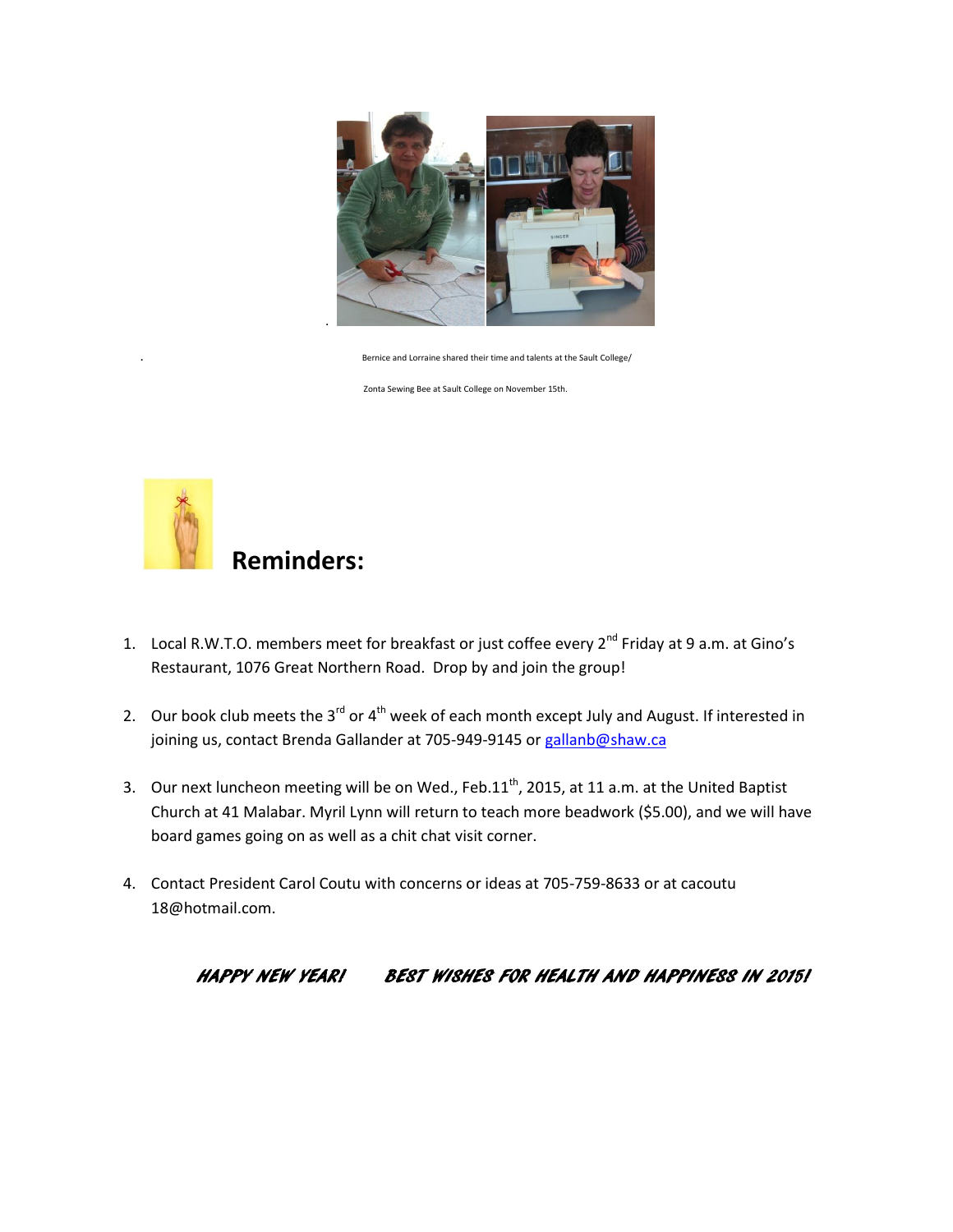Bernice and Lorraine shared their time and talents at the Sault College/

Zonta Sewing Bee at Sault College on November 15th.

## Reminders:

1. Local R.W.T.O. members meet for breakfast or just coffee every 2nd Friday at 9 a.m. at Gino's Restaurant, 1076 Great Northern Road. Drop by and join the group!

2. Our book club meets the 3rd or 4th week of each month except July and August. If interested in joining us, contact Brenda Gallander at 705-949-9145 or gallanb@shaw.ca

3. Our next luncheon meeting will be on Wed., Feb.11th, 2015, at 11 a.m. at the United Baptist Church at 41 Malabar. Myril Lynn will return to teach more beadwork ($5.00), and we will have board games going on as well as a chit chat visit corner.

4. Contact President Carol Coutu with concerns or ideas at 705-759-8633 or at cacoutu 18@hotmail.com.

***HAPPY NEW YEAR! BEST WISHES FOR HEALTH AND HAPPINESS IN 2015!***